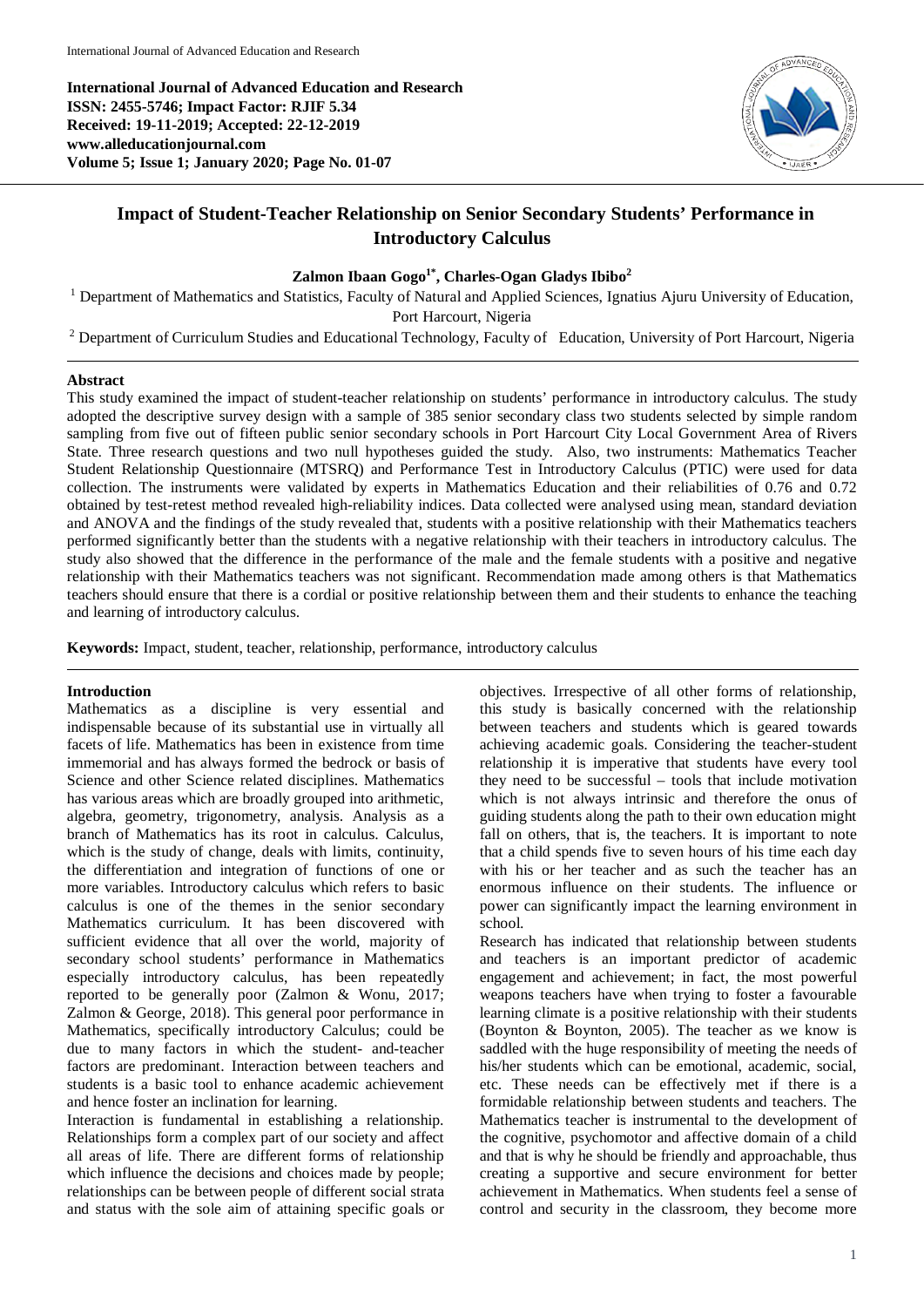**International Journal of Advanced Education and Research**
**ISSN: 2455-5746; Impact Factor: RJIF 5.34**
**Received: 19-11-2019; Accepted: 22-12-2019**
**www.alleducationjournal.com**
**Volume 5; Issue 1; January 2020; Page No. 01-07**

# Impact of Student-Teacher Relationship on Senior Secondary Students' Performance in Introductory Calculus

**Zalmon Ibaan Gogo[1*], Charles-Ogan Gladys Ibibo[2]**

[1] Department of Mathematics and Statistics, Faculty of Natural and Applied Sciences, Ignatius Ajuru University of Education, Port Harcourt, Nigeria

[2] Department of Curriculum Studies and Educational Technology, Faculty of Education, University of Port Harcourt, Nigeria

## Abstract

This study examined the impact of student-teacher relationship on students' performance in introductory calculus. The study adopted the descriptive survey design with a sample of 385 senior secondary class two students selected by simple random sampling from five out of fifteen public senior secondary schools in Port Harcourt City Local Government Area of Rivers State. Three research questions and two null hypotheses guided the study. Also, two instruments: Mathematics Teacher Student Relationship Questionnaire (MTSRQ) and Performance Test in Introductory Calculus (PTIC) were used for data collection. The instruments were validated by experts in Mathematics Education and their reliabilities of 0.76 and 0.72 obtained by test-retest method revealed high-reliability indices. Data collected were analysed using mean, standard deviation and ANOVA and the findings of the study revealed that, students with a positive relationship with their Mathematics teachers performed significantly better than the students with a negative relationship with their teachers in introductory calculus. The study also showed that the difference in the performance of the male and the female students with a positive and negative relationship with their Mathematics teachers was not significant. Recommendation made among others is that Mathematics teachers should ensure that there is a cordial or positive relationship between them and their students to enhance the teaching and learning of introductory calculus.

**Keywords:** Impact, student, teacher, relationship, performance, introductory calculus

## Introduction

Mathematics as a discipline is very essential and indispensable because of its substantial use in virtually all facets of life. Mathematics has been in existence from time immemorial and has always formed the bedrock or basis of Science and other Science related disciplines. Mathematics has various areas which are broadly grouped into arithmetic, algebra, geometry, trigonometry, analysis. Analysis as a branch of Mathematics has its root in calculus. Calculus, which is the study of change, deals with limits, continuity, the differentiation and integration of functions of one or more variables. Introductory calculus which refers to basic calculus is one of the themes in the senior secondary Mathematics curriculum. It has been discovered with sufficient evidence that all over the world, majority of secondary school students' performance in Mathematics especially introductory calculus, has been repeatedly reported to be generally poor (Zalmon & Wonu, 2017; Zalmon & George, 2018). This general poor performance in Mathematics, specifically introductory Calculus; could be due to many factors in which the student- and-teacher factors are predominant. Interaction between teachers and students is a basic tool to enhance academic achievement and hence foster an inclination for learning.

Interaction is fundamental in establishing a relationship. Relationships form a complex part of our society and affect all areas of life. There are different forms of relationship which influence the decisions and choices made by people; relationships can be between people of different social strata and status with the sole aim of attaining specific goals or objectives. Irrespective of all other forms of relationship, this study is basically concerned with the relationship between teachers and students which is geared towards achieving academic goals. Considering the teacher-student relationship it is imperative that students have every tool they need to be successful – tools that include motivation which is not always intrinsic and therefore the onus of guiding students along the path to their own education might fall on others, that is, the teachers. It is important to note that a child spends five to seven hours of his time each day with his or her teacher and as such the teacher has an enormous influence on their students. The influence or power can significantly impact the learning environment in school.

Research has indicated that relationship between students and teachers is an important predictor of academic engagement and achievement; in fact, the most powerful weapons teachers have when trying to foster a favourable learning climate is a positive relationship with their students (Boynton & Boynton, 2005). The teacher as we know is saddled with the huge responsibility of meeting the needs of his/her students which can be emotional, academic, social, etc. These needs can be effectively met if there is a formidable relationship between students and teachers. The Mathematics teacher is instrumental to the development of the cognitive, psychomotor and affective domain of a child and that is why he should be friendly and approachable, thus creating a supportive and secure environment for better achievement in Mathematics. When students feel a sense of control and security in the classroom, they become more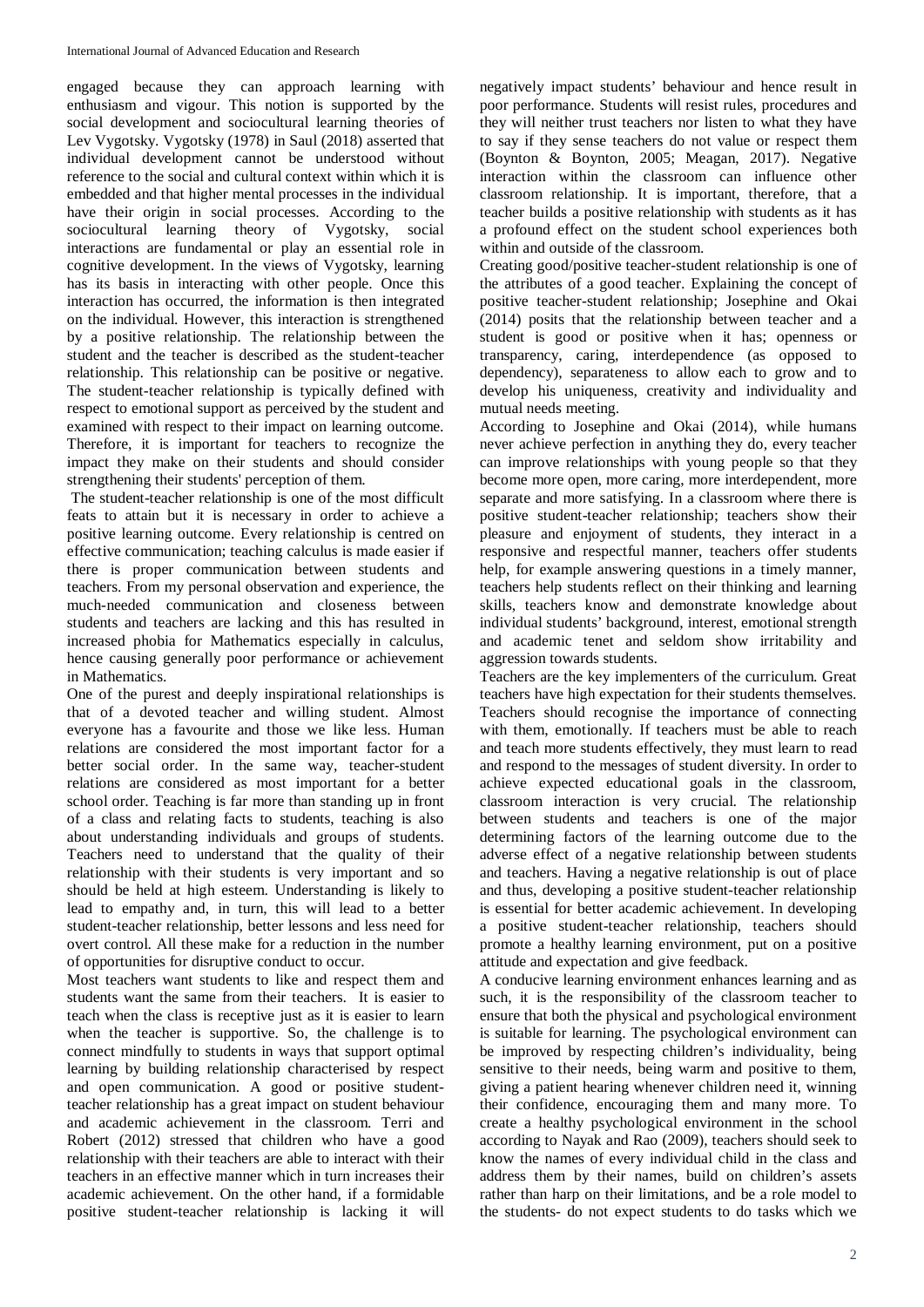engaged because they can approach learning with enthusiasm and vigour. This notion is supported by the social development and sociocultural learning theories of Lev Vygotsky. Vygotsky (1978) in Saul (2018) asserted that individual development cannot be understood without reference to the social and cultural context within which it is embedded and that higher mental processes in the individual have their origin in social processes. According to the sociocultural learning theory of Vygotsky, social interactions are fundamental or play an essential role in cognitive development. In the views of Vygotsky, learning has its basis in interacting with other people. Once this interaction has occurred, the information is then integrated on the individual. However, this interaction is strengthened by a positive relationship. The relationship between the student and the teacher is described as the student-teacher relationship. This relationship can be positive or negative. The student-teacher relationship is typically defined with respect to emotional support as perceived by the student and examined with respect to their impact on learning outcome. Therefore, it is important for teachers to recognize the impact they make on their students and should consider strengthening their students' perception of them.

The student-teacher relationship is one of the most difficult feats to attain but it is necessary in order to achieve a positive learning outcome. Every relationship is centred on effective communication; teaching calculus is made easier if there is proper communication between students and teachers. From my personal observation and experience, the much-needed communication and closeness between students and teachers are lacking and this has resulted in increased phobia for Mathematics especially in calculus, hence causing generally poor performance or achievement in Mathematics.

One of the purest and deeply inspirational relationships is that of a devoted teacher and willing student. Almost everyone has a favourite and those we like less. Human relations are considered the most important factor for a better social order. In the same way, teacher-student relations are considered as most important for a better school order. Teaching is far more than standing up in front of a class and relating facts to students, teaching is also about understanding individuals and groups of students. Teachers need to understand that the quality of their relationship with their students is very important and so should be held at high esteem. Understanding is likely to lead to empathy and, in turn, this will lead to a better student-teacher relationship, better lessons and less need for overt control. All these make for a reduction in the number of opportunities for disruptive conduct to occur.

Most teachers want students to like and respect them and students want the same from their teachers. It is easier to teach when the class is receptive just as it is easier to learn when the teacher is supportive. So, the challenge is to connect mindfully to students in ways that support optimal learning by building relationship characterised by respect and open communication. A good or positive student-teacher relationship has a great impact on student behaviour and academic achievement in the classroom. Terri and Robert (2012) stressed that children who have a good relationship with their teachers are able to interact with their teachers in an effective manner which in turn increases their academic achievement. On the other hand, if a formidable positive student-teacher relationship is lacking it will negatively impact students' behaviour and hence result in poor performance. Students will resist rules, procedures and they will neither trust teachers nor listen to what they have to say if they sense teachers do not value or respect them (Boynton & Boynton, 2005; Meagan, 2017). Negative interaction within the classroom can influence other classroom relationship. It is important, therefore, that a teacher builds a positive relationship with students as it has a profound effect on the student school experiences both within and outside of the classroom.

Creating good/positive teacher-student relationship is one of the attributes of a good teacher. Explaining the concept of positive teacher-student relationship; Josephine and Okai (2014) posits that the relationship between teacher and a student is good or positive when it has; openness or transparency, caring, interdependence (as opposed to dependency), separateness to allow each to grow and to develop his uniqueness, creativity and individuality and mutual needs meeting.

According to Josephine and Okai (2014), while humans never achieve perfection in anything they do, every teacher can improve relationships with young people so that they become more open, more caring, more interdependent, more separate and more satisfying. In a classroom where there is positive student-teacher relationship; teachers show their pleasure and enjoyment of students, they interact in a responsive and respectful manner, teachers offer students help, for example answering questions in a timely manner, teachers help students reflect on their thinking and learning skills, teachers know and demonstrate knowledge about individual students' background, interest, emotional strength and academic tenet and seldom show irritability and aggression towards students.

Teachers are the key implementers of the curriculum. Great teachers have high expectation for their students themselves. Teachers should recognise the importance of connecting with them, emotionally. If teachers must be able to reach and teach more students effectively, they must learn to read and respond to the messages of student diversity. In order to achieve expected educational goals in the classroom, classroom interaction is very crucial. The relationship between students and teachers is one of the major determining factors of the learning outcome due to the adverse effect of a negative relationship between students and teachers. Having a negative relationship is out of place and thus, developing a positive student-teacher relationship is essential for better academic achievement. In developing a positive student-teacher relationship, teachers should promote a healthy learning environment, put on a positive attitude and expectation and give feedback.

A conducive learning environment enhances learning and as such, it is the responsibility of the classroom teacher to ensure that both the physical and psychological environment is suitable for learning. The psychological environment can be improved by respecting children's individuality, being sensitive to their needs, being warm and positive to them, giving a patient hearing whenever children need it, winning their confidence, encouraging them and many more. To create a healthy psychological environment in the school according to Nayak and Rao (2009), teachers should seek to know the names of every individual child in the class and address them by their names, build on children's assets rather than harp on their limitations, and be a role model to the students- do not expect students to do tasks which we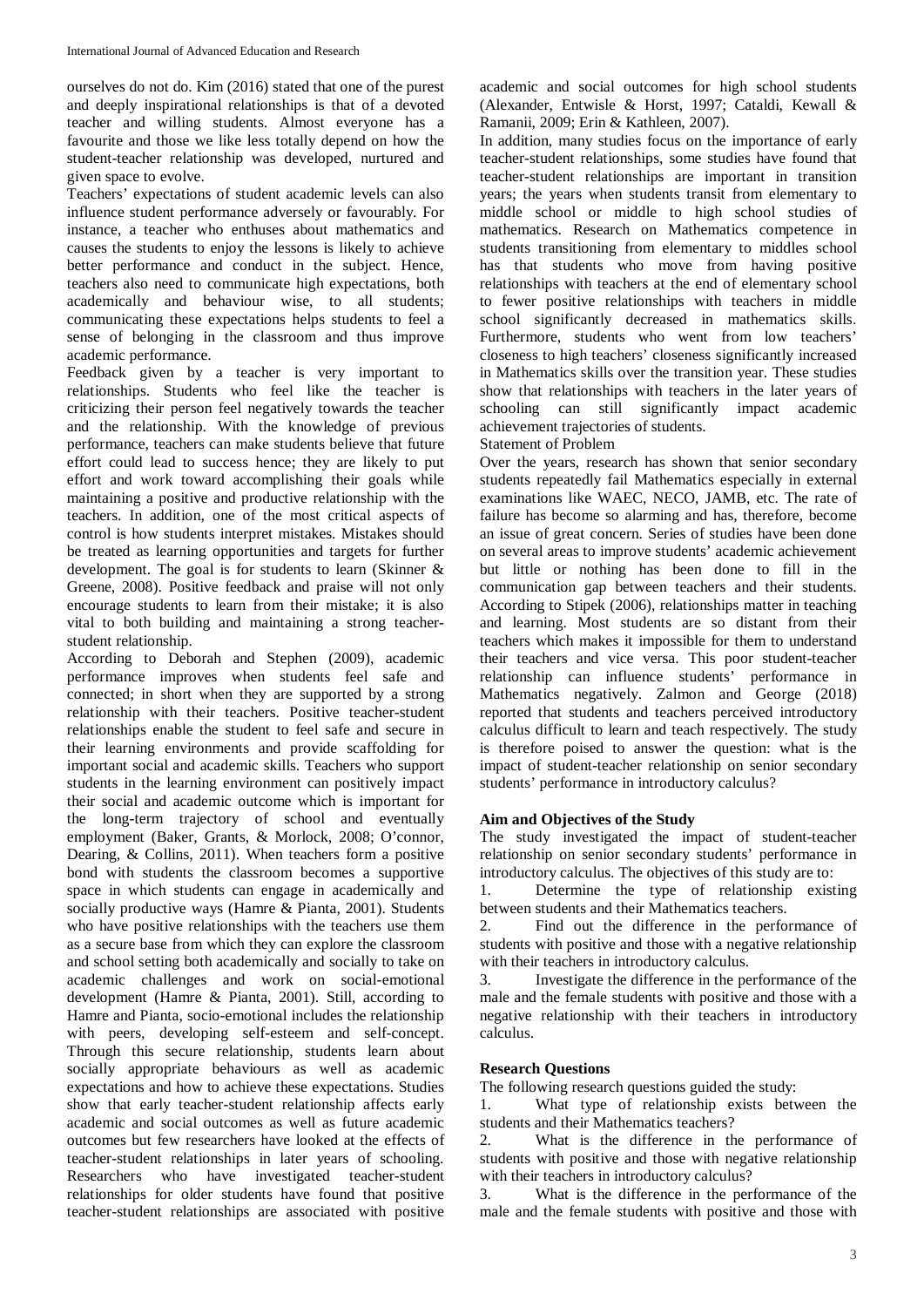ourselves do not do. Kim (2016) stated that one of the purest and deeply inspirational relationships is that of a devoted teacher and willing students. Almost everyone has a favourite and those we like less totally depend on how the student-teacher relationship was developed, nurtured and given space to evolve.

Teachers' expectations of student academic levels can also influence student performance adversely or favourably. For instance, a teacher who enthuses about mathematics and causes the students to enjoy the lessons is likely to achieve better performance and conduct in the subject. Hence, teachers also need to communicate high expectations, both academically and behaviour wise, to all students; communicating these expectations helps students to feel a sense of belonging in the classroom and thus improve academic performance.

Feedback given by a teacher is very important to relationships. Students who feel like the teacher is criticizing their person feel negatively towards the teacher and the relationship. With the knowledge of previous performance, teachers can make students believe that future effort could lead to success hence; they are likely to put effort and work toward accomplishing their goals while maintaining a positive and productive relationship with the teachers. In addition, one of the most critical aspects of control is how students interpret mistakes. Mistakes should be treated as learning opportunities and targets for further development. The goal is for students to learn (Skinner & Greene, 2008). Positive feedback and praise will not only encourage students to learn from their mistake; it is also vital to both building and maintaining a strong teacher-student relationship.

According to Deborah and Stephen (2009), academic performance improves when students feel safe and connected; in short when they are supported by a strong relationship with their teachers. Positive teacher-student relationships enable the student to feel safe and secure in their learning environments and provide scaffolding for important social and academic skills. Teachers who support students in the learning environment can positively impact their social and academic outcome which is important for the long-term trajectory of school and eventually employment (Baker, Grants, & Morlock, 2008; O'connor, Dearing, & Collins, 2011). When teachers form a positive bond with students the classroom becomes a supportive space in which students can engage in academically and socially productive ways (Hamre & Pianta, 2001). Students who have positive relationships with the teachers use them as a secure base from which they can explore the classroom and school setting both academically and socially to take on academic challenges and work on social-emotional development (Hamre & Pianta, 2001). Still, according to Hamre and Pianta, socio-emotional includes the relationship with peers, developing self-esteem and self-concept. Through this secure relationship, students learn about socially appropriate behaviours as well as academic expectations and how to achieve these expectations. Studies show that early teacher-student relationship affects early academic and social outcomes as well as future academic outcomes but few researchers have looked at the effects of teacher-student relationships in later years of schooling. Researchers who have investigated teacher-student relationships for older students have found that positive teacher-student relationships are associated with positive academic and social outcomes for high school students (Alexander, Entwisle & Horst, 1997; Cataldi, Kewall & Ramanii, 2009; Erin & Kathleen, 2007).

In addition, many studies focus on the importance of early teacher-student relationships, some studies have found that teacher-student relationships are important in transition years; the years when students transit from elementary to middle school or middle to high school studies of mathematics. Research on Mathematics competence in students transitioning from elementary to middles school has that students who move from having positive relationships with teachers at the end of elementary school to fewer positive relationships with teachers in middle school significantly decreased in mathematics skills. Furthermore, students who went from low teachers' closeness to high teachers' closeness significantly increased in Mathematics skills over the transition year. These studies show that relationships with teachers in the later years of schooling can still significantly impact academic achievement trajectories of students.

Statement of Problem

Over the years, research has shown that senior secondary students repeatedly fail Mathematics especially in external examinations like WAEC, NECO, JAMB, etc. The rate of failure has become so alarming and has, therefore, become an issue of great concern. Series of studies have been done on several areas to improve students' academic achievement but little or nothing has been done to fill in the communication gap between teachers and their students. According to Stipek (2006), relationships matter in teaching and learning. Most students are so distant from their teachers which makes it impossible for them to understand their teachers and vice versa. This poor student-teacher relationship can influence students' performance in Mathematics negatively. Zalmon and George (2018) reported that students and teachers perceived introductory calculus difficult to learn and teach respectively. The study is therefore poised to answer the question: what is the impact of student-teacher relationship on senior secondary students' performance in introductory calculus?

## Aim and Objectives of the Study

The study investigated the impact of student-teacher relationship on senior secondary students' performance in introductory calculus. The objectives of this study are to:

1. Determine the type of relationship existing between students and their Mathematics teachers.
2. Find out the difference in the performance of students with positive and those with a negative relationship with their teachers in introductory calculus.
3. Investigate the difference in the performance of the male and the female students with positive and those with a negative relationship with their teachers in introductory calculus.

## Research Questions

The following research questions guided the study:

1. What type of relationship exists between the students and their Mathematics teachers?
2. What is the difference in the performance of students with positive and those with negative relationship with their teachers in introductory calculus?
3. What is the difference in the performance of the male and the female students with positive and those with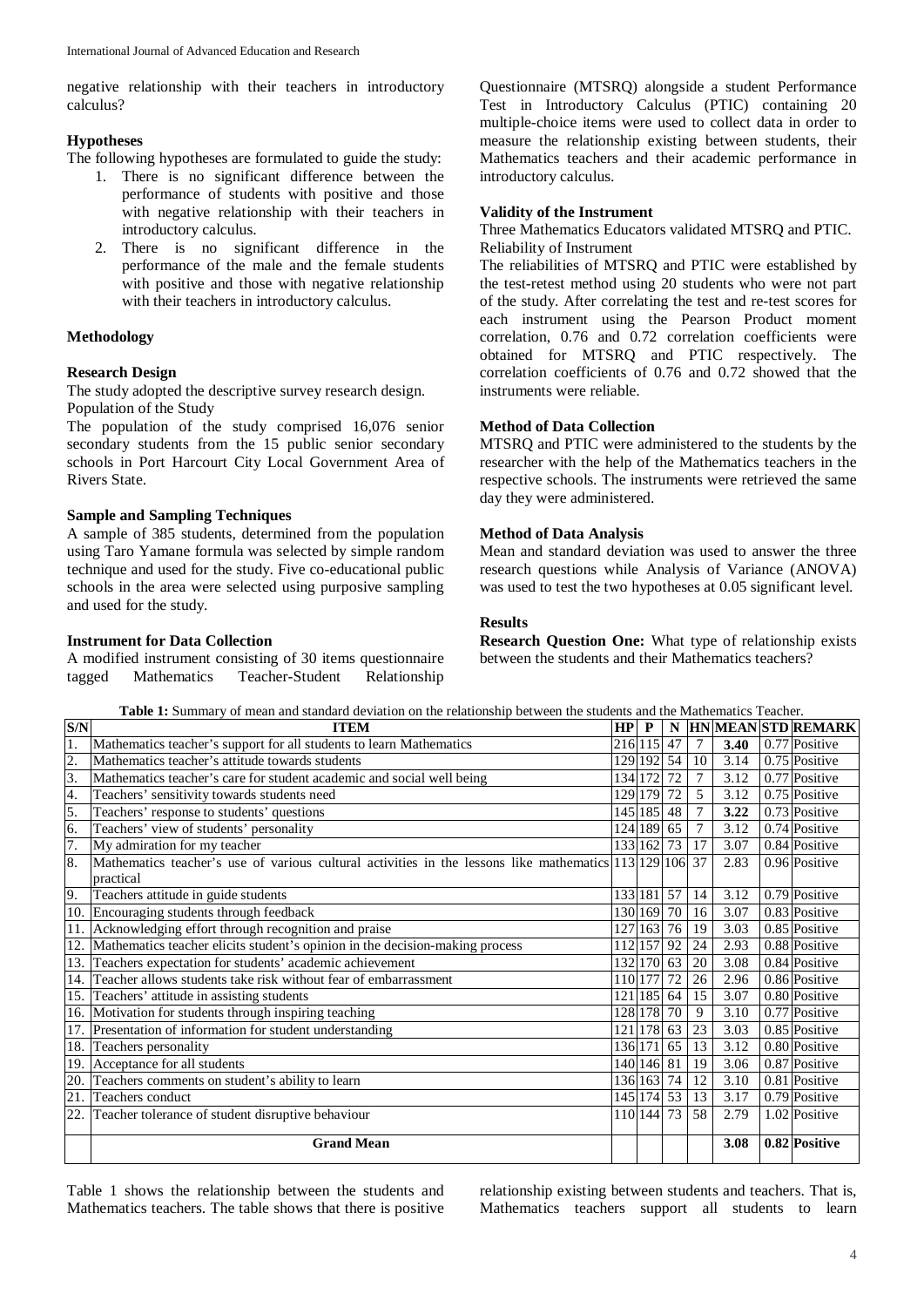negative relationship with their teachers in introductory calculus?

### Hypotheses

The following hypotheses are formulated to guide the study:

1. There is no significant difference between the performance of students with positive and those with negative relationship with their teachers in introductory calculus.
2. There is no significant difference in the performance of the male and the female students with positive and those with negative relationship with their teachers in introductory calculus.

### Methodology

### Research Design

The study adopted the descriptive survey research design.

Population of the Study

The population of the study comprised 16,076 senior secondary students from the 15 public senior secondary schools in Port Harcourt City Local Government Area of Rivers State.

### Sample and Sampling Techniques

A sample of 385 students, determined from the population using Taro Yamane formula was selected by simple random technique and used for the study. Five co-educational public schools in the area were selected using purposive sampling and used for the study.

### Instrument for Data Collection

A modified instrument consisting of 30 items questionnaire tagged Mathematics Teacher-Student Relationship Questionnaire (MTSRQ) alongside a student Performance Test in Introductory Calculus (PTIC) containing 20 multiple-choice items were used to collect data in order to measure the relationship existing between students, their Mathematics teachers and their academic performance in introductory calculus.

### Validity of the Instrument

Three Mathematics Educators validated MTSRQ and PTIC.

Reliability of Instrument

The reliabilities of MTSRQ and PTIC were established by the test-retest method using 20 students who were not part of the study. After correlating the test and re-test scores for each instrument using the Pearson Product moment correlation, 0.76 and 0.72 correlation coefficients were obtained for MTSRQ and PTIC respectively. The correlation coefficients of 0.76 and 0.72 showed that the instruments were reliable.

### Method of Data Collection

MTSRQ and PTIC were administered to the students by the researcher with the help of the Mathematics teachers in the respective schools. The instruments were retrieved the same day they were administered.

### Method of Data Analysis

Mean and standard deviation was used to answer the three research questions while Analysis of Variance (ANOVA) was used to test the two hypotheses at 0.05 significant level.

### Results

**Research Question One:** What type of relationship exists between the students and their Mathematics teachers?

**Table 1:** Summary of mean and standard deviation on the relationship between the students and the Mathematics Teacher.

| S/N | ITEM | HP | P | N | HN | MEAN | STD | REMARK |
|---|---|---|---|---|---|---|---|---|
| 1. | Mathematics teacher's support for all students to learn Mathematics | 216 | 115 | 47 | 7 | **3.40** | 0.77 | Positive |
| 2. | Mathematics teacher's attitude towards students | 129 | 192 | 54 | 10 | 3.14 | 0.75 | Positive |
| 3. | Mathematics teacher's care for student academic and social well being | 134 | 172 | 72 | 7 | 3.12 | 0.77 | Positive |
| 4. | Teachers' sensitivity towards students need | 129 | 179 | 72 | 5 | 3.12 | 0.75 | Positive |
| 5. | Teachers' response to students' questions | 145 | 185 | 48 | 7 | **3.22** | 0.73 | Positive |
| 6. | Teachers' view of students' personality | 124 | 189 | 65 | 7 | 3.12 | 0.74 | Positive |
| 7. | My admiration for my teacher | 133 | 162 | 73 | 17 | 3.07 | 0.84 | Positive |
| 8. | Mathematics teacher's use of various cultural activities in the lessons like mathematics practical | 113 | 129 | 106 | 37 | 2.83 | 0.96 | Positive |
| 9. | Teachers attitude in guide students | 133 | 181 | 57 | 14 | 3.12 | 0.79 | Positive |
| 10. | Encouraging students through feedback | 130 | 169 | 70 | 16 | 3.07 | 0.83 | Positive |
| 11. | Acknowledging effort through recognition and praise | 127 | 163 | 76 | 19 | 3.03 | 0.85 | Positive |
| 12. | Mathematics teacher elicits student's opinion in the decision-making process | 112 | 157 | 92 | 24 | 2.93 | 0.88 | Positive |
| 13. | Teachers expectation for students' academic achievement | 132 | 170 | 63 | 20 | 3.08 | 0.84 | Positive |
| 14. | Teacher allows students take risk without fear of embarrassment | 110 | 177 | 72 | 26 | 2.96 | 0.86 | Positive |
| 15. | Teachers' attitude in assisting students | 121 | 185 | 64 | 15 | 3.07 | 0.80 | Positive |
| 16. | Motivation for students through inspiring teaching | 128 | 178 | 70 | 9 | 3.10 | 0.77 | Positive |
| 17. | Presentation of information for student understanding | 121 | 178 | 63 | 23 | 3.03 | 0.85 | Positive |
| 18. | Teachers personality | 136 | 171 | 65 | 13 | 3.12 | 0.80 | Positive |
| 19. | Acceptance for all students | 140 | 146 | 81 | 19 | 3.06 | 0.87 | Positive |
| 20. | Teachers comments on student's ability to learn | 136 | 163 | 74 | 12 | 3.10 | 0.81 | Positive |
| 21. | Teachers conduct | 145 | 174 | 53 | 13 | 3.17 | 0.79 | Positive |
| 22. | Teacher tolerance of student disruptive behaviour | 110 | 144 | 73 | 58 | 2.79 | 1.02 | Positive |
| | **Grand Mean** | | | | | **3.08** | **0.82** | **Positive** |

Table 1 shows the relationship between the students and Mathematics teachers. The table shows that there is positive relationship existing between students and teachers. That is, Mathematics teachers support all students to learn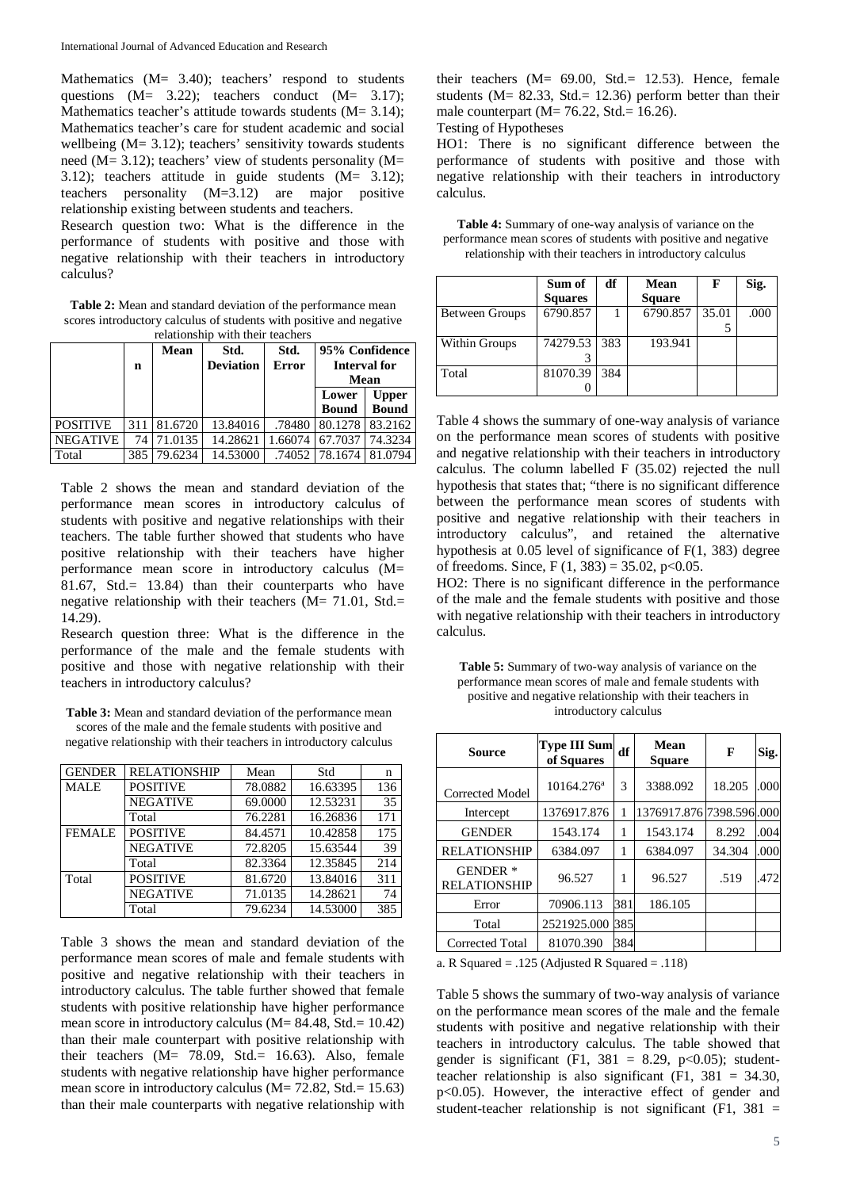Mathematics (M= 3.40); teachers' respond to students questions (M= 3.22); teachers conduct (M= 3.17); Mathematics teacher's attitude towards students (M= 3.14); Mathematics teacher's care for student academic and social wellbeing (M= 3.12); teachers' sensitivity towards students need (M= 3.12); teachers' view of students personality (M= 3.12); teachers attitude in guide students (M= 3.12); teachers personality (M=3.12) are major positive relationship existing between students and teachers.

Research question two: What is the difference in the performance of students with positive and those with negative relationship with their teachers in introductory calculus?

**Table 2:** Mean and standard deviation of the performance mean scores introductory calculus of students with positive and negative relationship with their teachers

| | n | Mean | Std. Deviation | Std. Error | 95% Confidence Interval for Mean | |
|---|---|---|---|---|---|---|
| | | | | | Lower Bound | Upper Bound |
| POSITIVE | 311 | 81.6720 | 13.84016 | .78480 | 80.1278 | 83.2162 |
| NEGATIVE | 74 | 71.0135 | 14.28621 | 1.66074 | 67.7037 | 74.3234 |
| Total | 385 | 79.6234 | 14.53000 | .74052 | 78.1674 | 81.0794 |

Table 2 shows the mean and standard deviation of the performance mean scores in introductory calculus of students with positive and negative relationships with their teachers. The table further showed that students who have positive relationship with their teachers have higher performance mean score in introductory calculus (M= 81.67, Std.= 13.84) than their counterparts who have negative relationship with their teachers (M= 71.01, Std.= 14.29).

Research question three: What is the difference in the performance of the male and the female students with positive and those with negative relationship with their teachers in introductory calculus?

**Table 3:** Mean and standard deviation of the performance mean scores of the male and the female students with positive and negative relationship with their teachers in introductory calculus

| GENDER | RELATIONSHIP | Mean | Std | n |
|---|---|---|---|---|
| MALE | POSITIVE | 78.0882 | 16.63395 | 136 |
| | NEGATIVE | 69.0000 | 12.53231 | 35 |
| | Total | 76.2281 | 16.26836 | 171 |
| FEMALE | POSITIVE | 84.4571 | 10.42858 | 175 |
| | NEGATIVE | 72.8205 | 15.63544 | 39 |
| | Total | 82.3364 | 12.35845 | 214 |
| Total | POSITIVE | 81.6720 | 13.84016 | 311 |
| | NEGATIVE | 71.0135 | 14.28621 | 74 |
| | Total | 79.6234 | 14.53000 | 385 |

Table 3 shows the mean and standard deviation of the performance mean scores of male and female students with positive and negative relationship with their teachers in introductory calculus. The table further showed that female students with positive relationship have higher performance mean score in introductory calculus (M= 84.48, Std.= 10.42) than their male counterpart with positive relationship with their teachers (M= 78.09, Std.= 16.63). Also, female students with negative relationship have higher performance mean score in introductory calculus (M= 72.82, Std.= 15.63) than their male counterparts with negative relationship with their teachers (M= 69.00, Std.= 12.53). Hence, female students (M= 82.33, Std.= 12.36) perform better than their male counterpart (M= 76.22, Std.= 16.26).

Testing of Hypotheses

HO1: There is no significant difference between the performance of students with positive and those with negative relationship with their teachers in introductory calculus.

**Table 4:** Summary of one-way analysis of variance on the performance mean scores of students with positive and negative relationship with their teachers in introductory calculus

| | Sum of Squares | df | Mean Square | F | Sig. |
|---|---|---|---|---|---|
| Between Groups | 6790.857 | 1 | 6790.857 | 35.015 | .000 |
| Within Groups | 74279.533 | 383 | 193.941 | | |
| Total | 81070.390 | 384 | | | |

Table 4 shows the summary of one-way analysis of variance on the performance mean scores of students with positive and negative relationship with their teachers in introductory calculus. The column labelled F (35.02) rejected the null hypothesis that states that; "there is no significant difference between the performance mean scores of students with positive and negative relationship with their teachers in introductory calculus", and retained the alternative hypothesis at 0.05 level of significance of F(1, 383) degree of freedoms. Since, $F(1, 383) = 35.02$, $p<0.05$.

HO2: There is no significant difference in the performance of the male and the female students with positive and those with negative relationship with their teachers in introductory calculus.

**Table 5:** Summary of two-way analysis of variance on the performance mean scores of male and female students with positive and negative relationship with their teachers in introductory calculus

| Source | Type III Sum of Squares | df | Mean Square | F | Sig. |
|---|---|---|---|---|---|
| Corrected Model | 10164.276[a] | 3 | 3388.092 | 18.205 | .000 |
| Intercept | 1376917.876 | 1 | 1376917.876 | 7398.596 | .000 |
| GENDER | 1543.174 | 1 | 1543.174 | 8.292 | .004 |
| RELATIONSHIP | 6384.097 | 1 | 6384.097 | 34.304 | .000 |
| GENDER * RELATIONSHIP | 96.527 | 1 | 96.527 | .519 | .472 |
| Error | 70906.113 | 381 | 186.105 | | |
| Total | 2521925.000 | 385 | | | |
| Corrected Total | 81070.390 | 384 | | | |

a. R Squared = .125 (Adjusted R Squared = .118)

Table 5 shows the summary of two-way analysis of variance on the performance mean scores of the male and the female students with positive and negative relationship with their teachers in introductory calculus. The table showed that gender is significant ($F1, 381 = 8.29$, $p<0.05$); student-teacher relationship is also significant ($F1, 381 = 34.30$, $p<0.05$). However, the interactive effect of gender and student-teacher relationship is not significant ($F1, 381 =$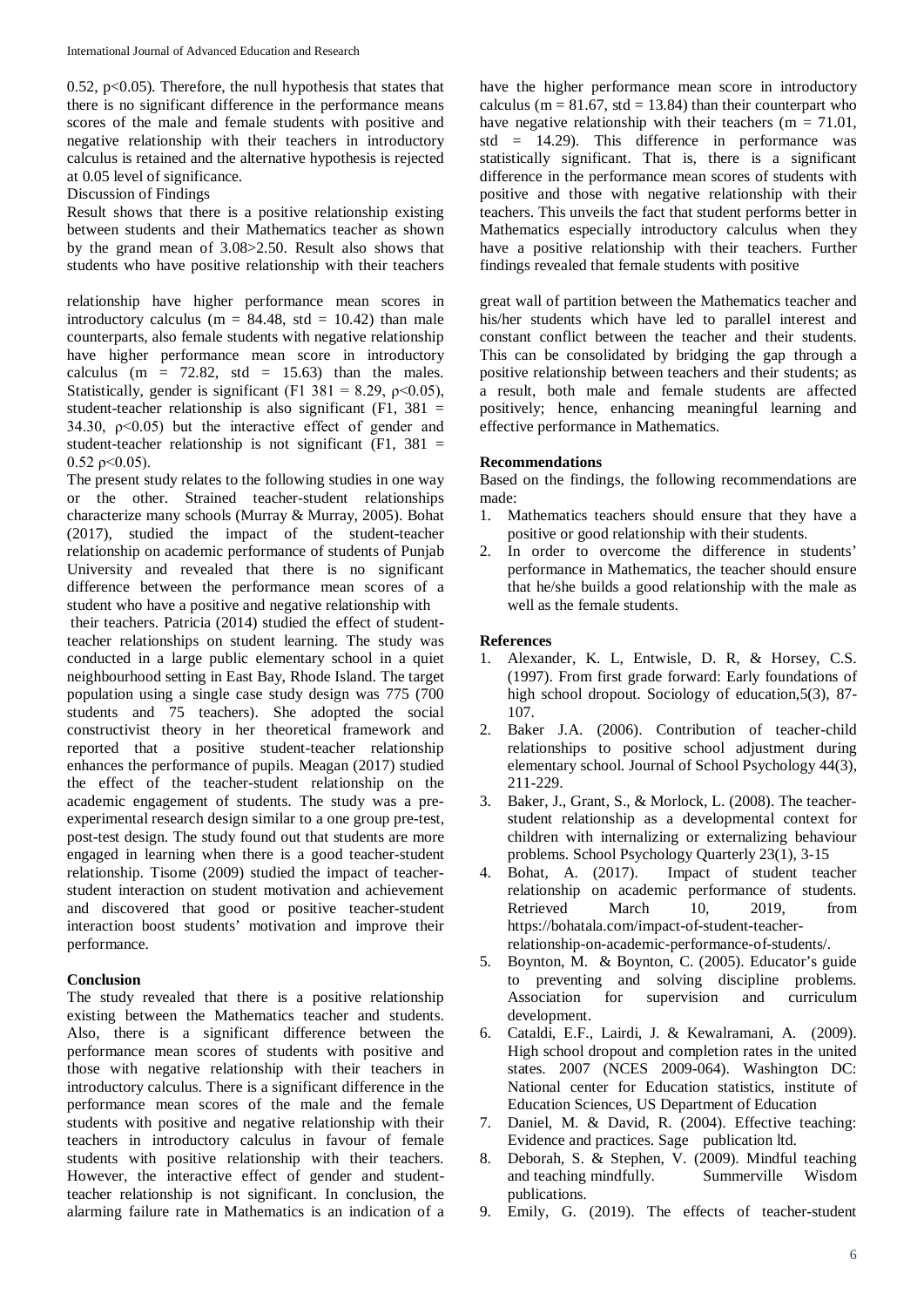0.52, $p<0.05$). Therefore, the null hypothesis that states that there is no significant difference in the performance means scores of the male and female students with positive and negative relationship with their teachers in introductory calculus is retained and the alternative hypothesis is rejected at 0.05 level of significance.

Discussion of Findings

Result shows that there is a positive relationship existing between students and their Mathematics teacher as shown by the grand mean of 3.08>2.50. Result also shows that students who have positive relationship with their teachers have the higher performance mean score in introductory calculus ($m = 81.67$, std = 13.84) than their counterpart who have negative relationship with their teachers ($m = 71.01$, std = 14.29). This difference in performance was statistically significant. That is, there is a significant difference in the performance mean scores of students with positive and those with negative relationship with their teachers. This unveils the fact that student performs better in Mathematics especially introductory calculus when they have a positive relationship with their teachers. Further findings revealed that female students with positive relationship have higher performance mean scores in introductory calculus ($m = 84.48$, std = 10.42) than male counterparts, also female students with negative relationship have higher performance mean score in introductory calculus ($m = 72.82$, std = 15.63) than the males. Statistically, gender is significant ($F1\ 381 = 8.29$, $\rho<0.05$), student-teacher relationship is also significant ($F1,\ 381 = 34.30$, $\rho<0.05$) but the interactive effect of gender and student-teacher relationship is not significant ($F1,\ 381 = 0.52$ $\rho<0.05$).

The present study relates to the following studies in one way or the other. Strained teacher-student relationships characterize many schools (Murray & Murray, 2005). Bohat (2017), studied the impact of the student-teacher relationship on academic performance of students of Punjab University and revealed that there is no significant difference between the performance mean scores of a student who have a positive and negative relationship with their teachers. Patricia (2014) studied the effect of student-teacher relationships on student learning. The study was conducted in a large public elementary school in a quiet neighbourhood setting in East Bay, Rhode Island. The target population using a single case study design was 775 (700 students and 75 teachers). She adopted the social constructivist theory in her theoretical framework and reported that a positive student-teacher relationship enhances the performance of pupils. Meagan (2017) studied the effect of the teacher-student relationship on the academic engagement of students. The study was a pre-experimental research design similar to a one group pre-test, post-test design. The study found out that students are more engaged in learning when there is a good teacher-student relationship. Tisome (2009) studied the impact of teacher-student interaction on student motivation and achievement and discovered that good or positive teacher-student interaction boost students' motivation and improve their performance.

## Conclusion

The study revealed that there is a positive relationship existing between the Mathematics teacher and students. Also, there is a significant difference between the performance mean scores of students with positive and those with negative relationship with their teachers in introductory calculus. There is a significant difference in the performance mean scores of the male and the female students with positive and negative relationship with their teachers in introductory calculus in favour of female students with positive relationship with their teachers. However, the interactive effect of gender and student-teacher relationship is not significant. In conclusion, the alarming failure rate in Mathematics is an indication of a great wall of partition between the Mathematics teacher and his/her students which have led to parallel interest and constant conflict between the teacher and their students. This can be consolidated by bridging the gap through a positive relationship between teachers and their students; as a result, both male and female students are affected positively; hence, enhancing meaningful learning and effective performance in Mathematics.

## Recommendations

Based on the findings, the following recommendations are made:

1. Mathematics teachers should ensure that they have a positive or good relationship with their students.
2. In order to overcome the difference in students' performance in Mathematics, the teacher should ensure that he/she builds a good relationship with the male as well as the female students.

## References

1. Alexander, K. L, Entwisle, D. R, & Horsey, C.S. (1997). From first grade forward: Early foundations of high school dropout. Sociology of education,5(3), 87-107.
2. Baker J.A. (2006). Contribution of teacher-child relationships to positive school adjustment during elementary school. Journal of School Psychology 44(3), 211-229.
3. Baker, J., Grant, S., & Morlock, L. (2008). The teacher-student relationship as a developmental context for children with internalizing or externalizing behaviour problems. School Psychology Quarterly 23(1), 3-15
4. Bohat, A. (2017). Impact of student teacher relationship on academic performance of students. Retrieved March 10, 2019, from https://bohatala.com/impact-of-student-teacher-relationship-on-academic-performance-of-students/.
5. Boynton, M. & Boynton, C. (2005). Educator's guide to preventing and solving discipline problems. Association for supervision and curriculum development.
6. Cataldi, E.F., Lairdi, J. & Kewalramani, A. (2009). High school dropout and completion rates in the united states. 2007 (NCES 2009-064). Washington DC: National center for Education statistics, institute of Education Sciences, US Department of Education
7. Daniel, M. & David, R. (2004). Effective teaching: Evidence and practices. Sage publication ltd.
8. Deborah, S. & Stephen, V. (2009). Mindful teaching and teaching mindfully. Summerville Wisdom publications.
9. Emily, G. (2019). The effects of teacher-student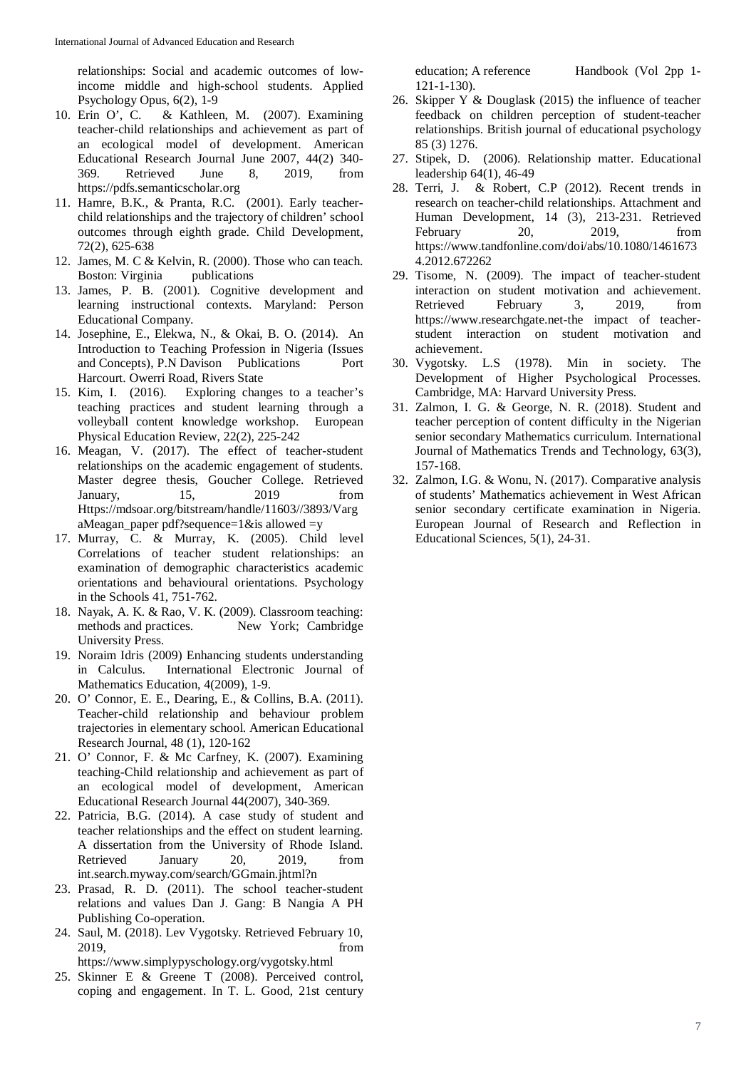relationships: Social and academic outcomes of low-income middle and high-school students. Applied Psychology Opus, 6(2), 1-9

10. Erin O', C. & Kathleen, M. (2007). Examining teacher-child relationships and achievement as part of an ecological model of development. American Educational Research Journal June 2007, 44(2) 340-369. Retrieved June 8, 2019, from https://pdfs.semanticscholar.org
11. Hamre, B.K., & Pranta, R.C. (2001). Early teacher-child relationships and the trajectory of children' school outcomes through eighth grade. Child Development, 72(2), 625-638
12. James, M. C & Kelvin, R. (2000). Those who can teach. Boston: Virginia publications
13. James, P. B. (2001). Cognitive development and learning instructional contexts. Maryland: Person Educational Company.
14. Josephine, E., Elekwa, N., & Okai, B. O. (2014). An Introduction to Teaching Profession in Nigeria (Issues and Concepts), P.N Davison Publications Port Harcourt. Owerri Road, Rivers State
15. Kim, I. (2016). Exploring changes to a teacher's teaching practices and student learning through a volleyball content knowledge workshop. European Physical Education Review, 22(2), 225-242
16. Meagan, V. (2017). The effect of teacher-student relationships on the academic engagement of students. Master degree thesis, Goucher College. Retrieved January, 15, 2019 from Https://mdsoar.org/bitstream/handle/11603//3893/VargaMeagan_paper pdf?sequence=1&is allowed =y
17. Murray, C. & Murray, K. (2005). Child level Correlations of teacher student relationships: an examination of demographic characteristics academic orientations and behavioural orientations. Psychology in the Schools 41, 751-762.
18. Nayak, A. K. & Rao, V. K. (2009). Classroom teaching: methods and practices. New York; Cambridge University Press.
19. Noraim Idris (2009) Enhancing students understanding in Calculus. International Electronic Journal of Mathematics Education, 4(2009), 1-9.
20. O' Connor, E. E., Dearing, E., & Collins, B.A. (2011). Teacher-child relationship and behaviour problem trajectories in elementary school. American Educational Research Journal, 48 (1), 120-162
21. O' Connor, F. & Mc Carfney, K. (2007). Examining teaching-Child relationship and achievement as part of an ecological model of development, American Educational Research Journal 44(2007), 340-369.
22. Patricia, B.G. (2014). A case study of student and teacher relationships and the effect on student learning. A dissertation from the University of Rhode Island. Retrieved January 20, 2019, from int.search.myway.com/search/GGmain.jhtml?n
23. Prasad, R. D. (2011). The school teacher-student relations and values Dan J. Gang: B Nangia A PH Publishing Co-operation.
24. Saul, M. (2018). Lev Vygotsky. Retrieved February 10, 2019, from https://www.simplypyschology.org/vygotsky.html
25. Skinner E & Greene T (2008). Perceived control, coping and engagement. In T. L. Good, 21st century education; A reference Handbook (Vol 2pp 1-121-1-130).
26. Skipper Y & Douglask (2015) the influence of teacher feedback on children perception of student-teacher relationships. British journal of educational psychology 85 (3) 1276.
27. Stipek, D. (2006). Relationship matter. Educational leadership 64(1), 46-49
28. Terri, J. & Robert, C.P (2012). Recent trends in research on teacher-child relationships. Attachment and Human Development, 14 (3), 213-231. Retrieved February 20, 2019, from https://www.tandfonline.com/doi/abs/10.1080/14616734.2012.672262
29. Tisome, N. (2009). The impact of teacher-student interaction on student motivation and achievement. Retrieved February 3, 2019, from https://www.researchgate.net-the impact of teacher-student interaction on student motivation and achievement.
30. Vygotsky. L.S (1978). Min in society. The Development of Higher Psychological Processes. Cambridge, MA: Harvard University Press.
31. Zalmon, I. G. & George, N. R. (2018). Student and teacher perception of content difficulty in the Nigerian senior secondary Mathematics curriculum. International Journal of Mathematics Trends and Technology, 63(3), 157-168.
32. Zalmon, I.G. & Wonu, N. (2017). Comparative analysis of students' Mathematics achievement in West African senior secondary certificate examination in Nigeria. European Journal of Research and Reflection in Educational Sciences, 5(1), 24-31.